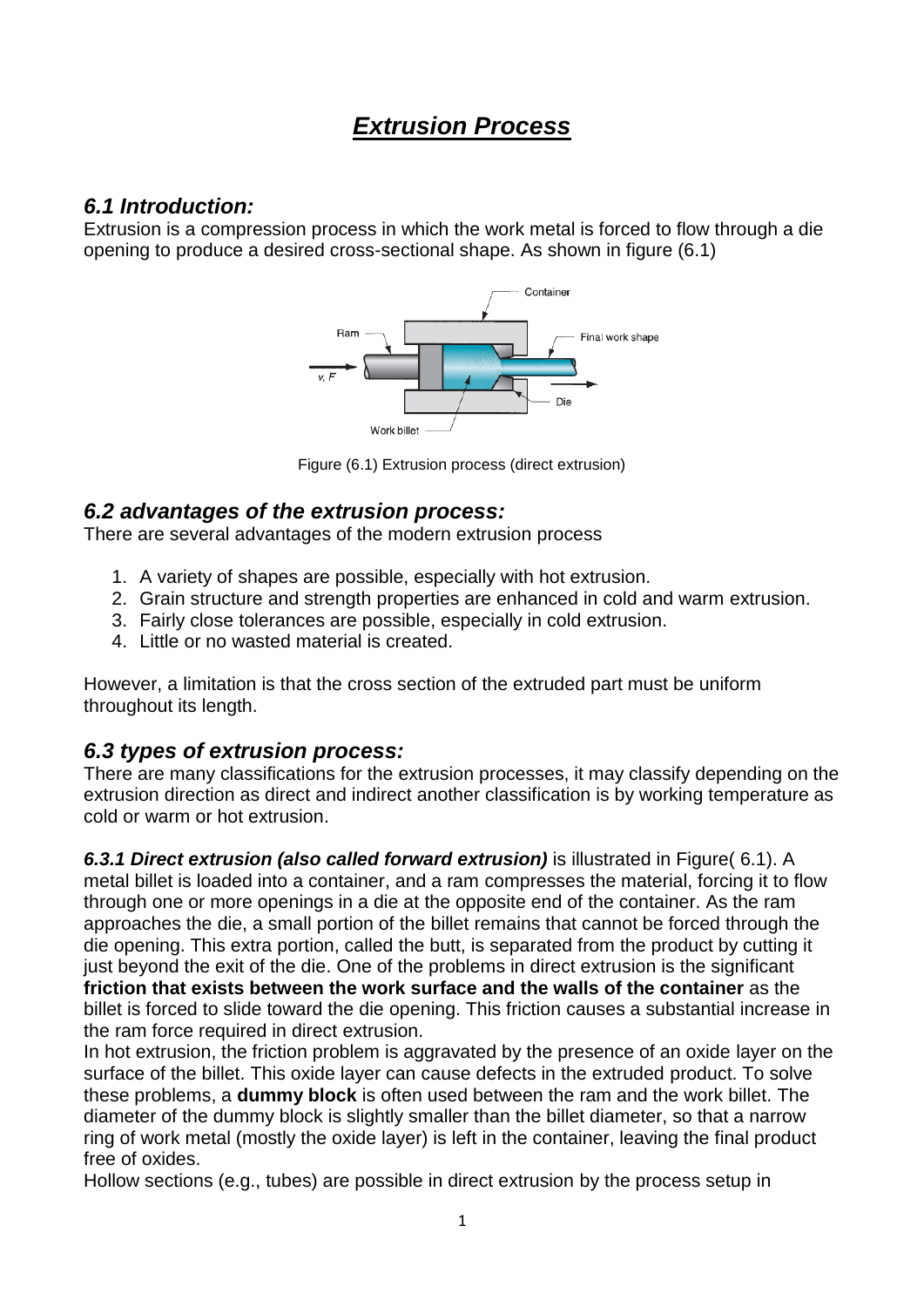# ***Extrusion Process***

## *6.1 Introduction:*

Extrusion is a compression process in which the work metal is forced to flow through a die opening to produce a desired cross-sectional shape. As shown in figure (6.1)

Figure (6.1) Extrusion process (direct extrusion)

## *6.2 advantages of the extrusion process:*

There are several advantages of the modern extrusion process

1. A variety of shapes are possible, especially with hot extrusion.
2. Grain structure and strength properties are enhanced in cold and warm extrusion.
3. Fairly close tolerances are possible, especially in cold extrusion.
4. Little or no wasted material is created.

However, a limitation is that the cross section of the extruded part must be uniform throughout its length.

## *6.3 types of extrusion process:*

There are many classifications for the extrusion processes, it may classify depending on the extrusion direction as direct and indirect another classification is by working temperature as cold or warm or hot extrusion.

***6.3.1 Direct extrusion (also called forward extrusion)*** is illustrated in Figure( 6.1). A metal billet is loaded into a container, and a ram compresses the material, forcing it to flow through one or more openings in a die at the opposite end of the container. As the ram approaches the die, a small portion of the billet remains that cannot be forced through the die opening. This extra portion, called the butt, is separated from the product by cutting it just beyond the exit of the die. One of the problems in direct extrusion is the significant **friction that exists between the work surface and the walls of the container** as the billet is forced to slide toward the die opening. This friction causes a substantial increase in the ram force required in direct extrusion.

In hot extrusion, the friction problem is aggravated by the presence of an oxide layer on the surface of the billet. This oxide layer can cause defects in the extruded product. To solve these problems, a **dummy block** is often used between the ram and the work billet. The diameter of the dummy block is slightly smaller than the billet diameter, so that a narrow ring of work metal (mostly the oxide layer) is left in the container, leaving the final product free of oxides.

Hollow sections (e.g., tubes) are possible in direct extrusion by the process setup in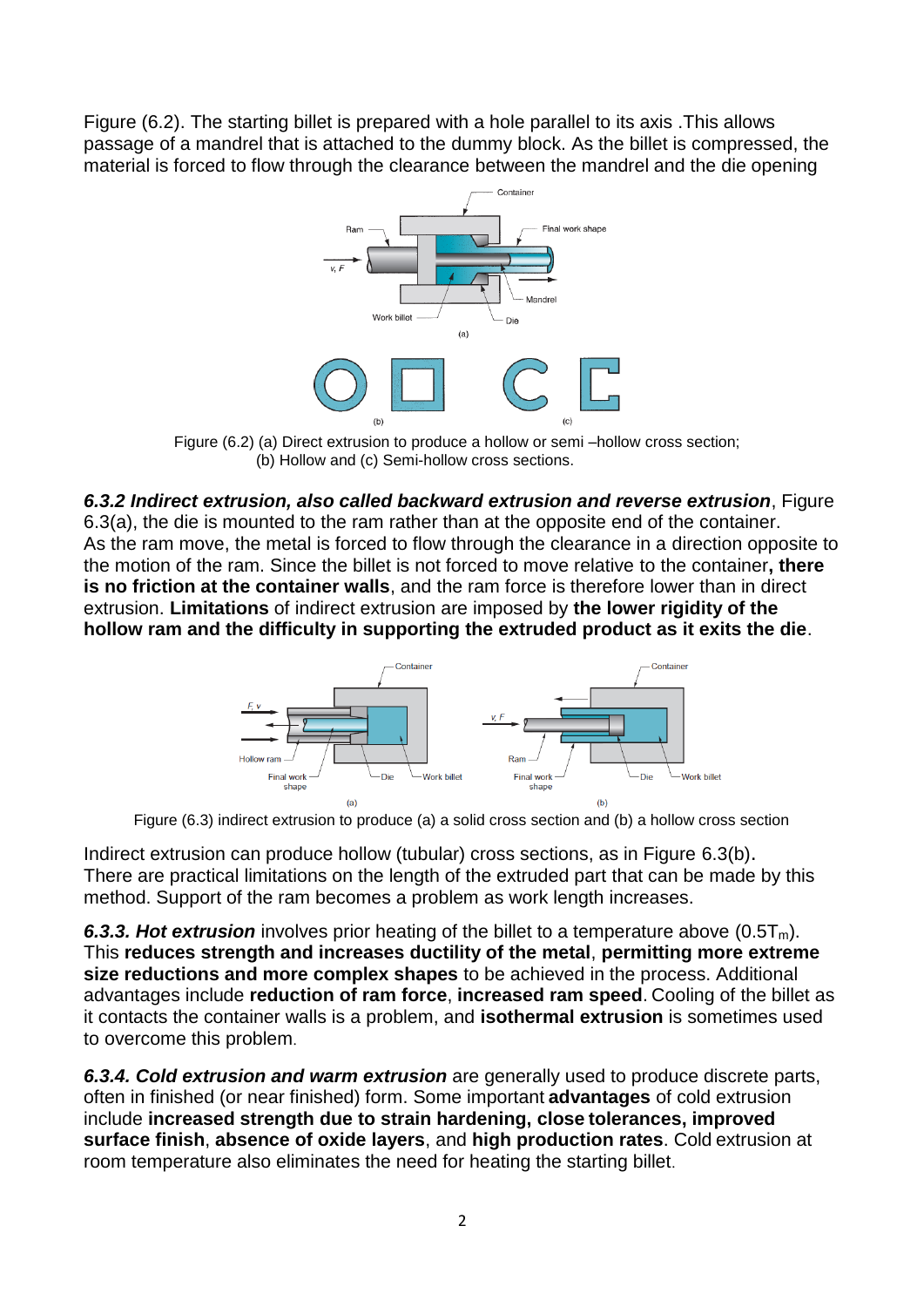Figure (6.2). The starting billet is prepared with a hole parallel to its axis .This allows passage of a mandrel that is attached to the dummy block. As the billet is compressed, the material is forced to flow through the clearance between the mandrel and the die opening

Figure (6.2) (a) Direct extrusion to produce a hollow or semi –hollow cross section; (b) Hollow and (c) Semi-hollow cross sections.

***6.3.2 Indirect extrusion, also called backward extrusion and reverse extrusion***, Figure 6.3(a), the die is mounted to the ram rather than at the opposite end of the container. As the ram move, the metal is forced to flow through the clearance in a direction opposite to the motion of the ram. Since the billet is not forced to move relative to the container**, there is no friction at the container walls**, and the ram force is therefore lower than in direct extrusion. **Limitations** of indirect extrusion are imposed by **the lower rigidity of the hollow ram and the difficulty in supporting the extruded product as it exits the die**.

Figure (6.3) indirect extrusion to produce (a) a solid cross section and (b) a hollow cross section

Indirect extrusion can produce hollow (tubular) cross sections, as in Figure 6.3(b). There are practical limitations on the length of the extruded part that can be made by this method. Support of the ram becomes a problem as work length increases.

***6.3.3. Hot extrusion*** involves prior heating of the billet to a temperature above ($0.5T_m$). This **reduces strength and increases ductility of the metal**, **permitting more extreme size reductions and more complex shapes** to be achieved in the process. Additional advantages include **reduction of ram force**, **increased ram speed**. Cooling of the billet as it contacts the container walls is a problem, and **isothermal extrusion** is sometimes used to overcome this problem.

***6.3.4. Cold extrusion and warm extrusion*** are generally used to produce discrete parts, often in finished (or near finished) form. Some important **advantages** of cold extrusion include **increased strength due to strain hardening, close tolerances, improved surface finish**, **absence of oxide layers**, and **high production rates**. Cold extrusion at room temperature also eliminates the need for heating the starting billet.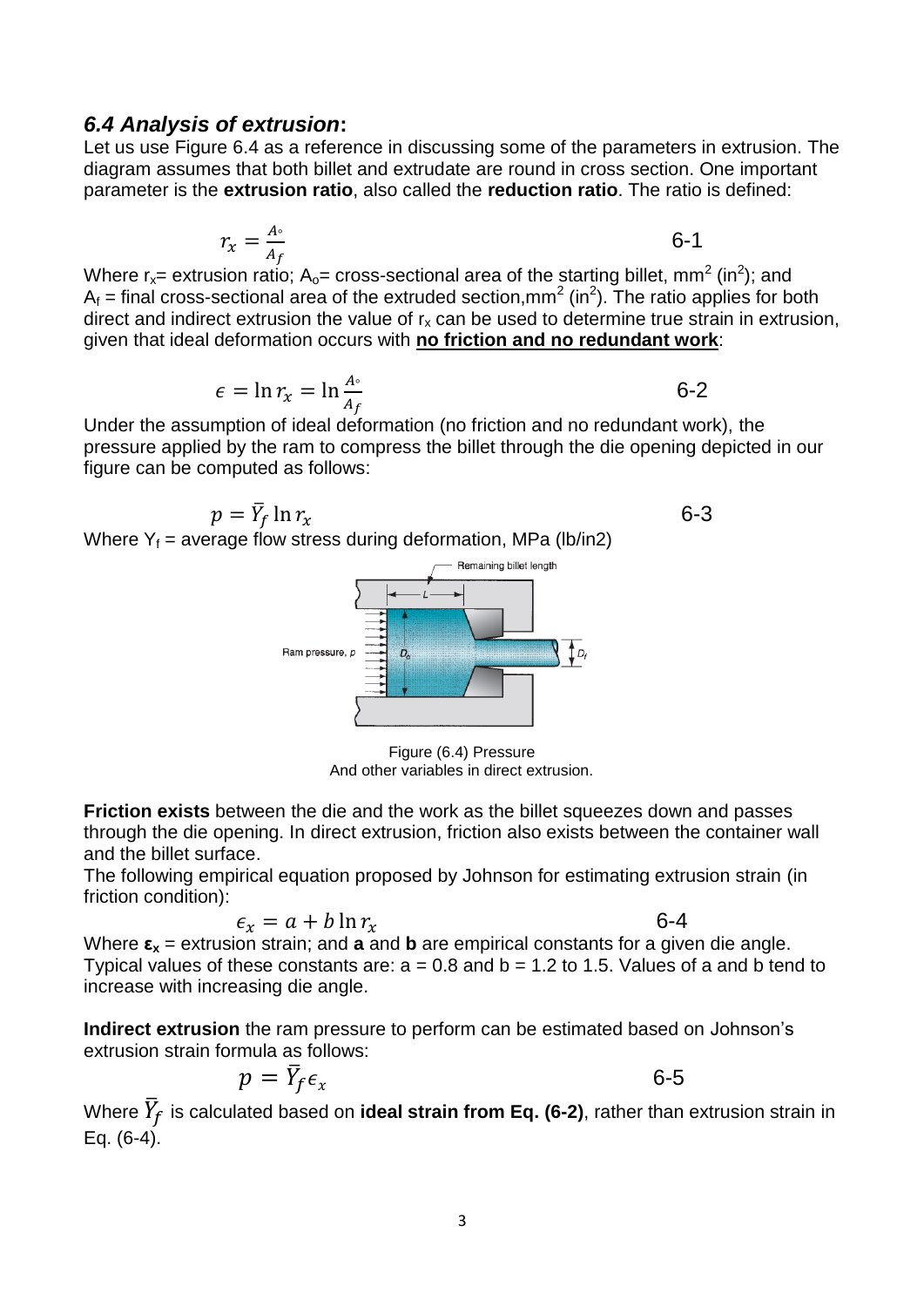## *6.4 Analysis of extrusion*:

Let us use Figure 6.4 as a reference in discussing some of the parameters in extrusion. The diagram assumes that both billet and extrudate are round in cross section. One important parameter is the **extrusion ratio**, also called the **reduction ratio**. The ratio is defined:

$$r_x = \frac{A_\circ}{A_f} \qquad 6\text{-}1$$

Where $r_x$= extrusion ratio; $A_o$= cross-sectional area of the starting billet, $mm^2$ ($in^2$); and $A_f$ = final cross-sectional area of the extruded section, $mm^2$ ($in^2$). The ratio applies for both direct and indirect extrusion the value of $r_x$ can be used to determine true strain in extrusion, given that ideal deformation occurs with **no friction and no redundant work**:

$$\epsilon = \ln r_x = \ln \frac{A_\circ}{A_f} \qquad 6\text{-}2$$

Under the assumption of ideal deformation (no friction and no redundant work), the pressure applied by the ram to compress the billet through the die opening depicted in our figure can be computed as follows:

$$p = \bar{Y}_f \ln r_x \qquad 6\text{-}3$$

Where $Y_f$ = average flow stress during deformation, MPa (lb/in2)

Figure (6.4) Pressure
And other variables in direct extrusion.

**Friction exists** between the die and the work as the billet squeezes down and passes through the die opening. In direct extrusion, friction also exists between the container wall and the billet surface.

The following empirical equation proposed by Johnson for estimating extrusion strain (in friction condition):

$$\epsilon_x = a + b \ln r_x \qquad 6\text{-}4$$

Where $\epsilon_x$ = extrusion strain; and **a** and **b** are empirical constants for a given die angle. Typical values of these constants are: a = 0.8 and b = 1.2 to 1.5. Values of a and b tend to increase with increasing die angle.

**Indirect extrusion** the ram pressure to perform can be estimated based on Johnson's extrusion strain formula as follows:

$$p = \bar{Y}_f \epsilon_x \qquad 6\text{-}5$$

Where $\bar{Y}_f$ is calculated based on **ideal strain from Eq. (6-2)**, rather than extrusion strain in Eq. (6-4).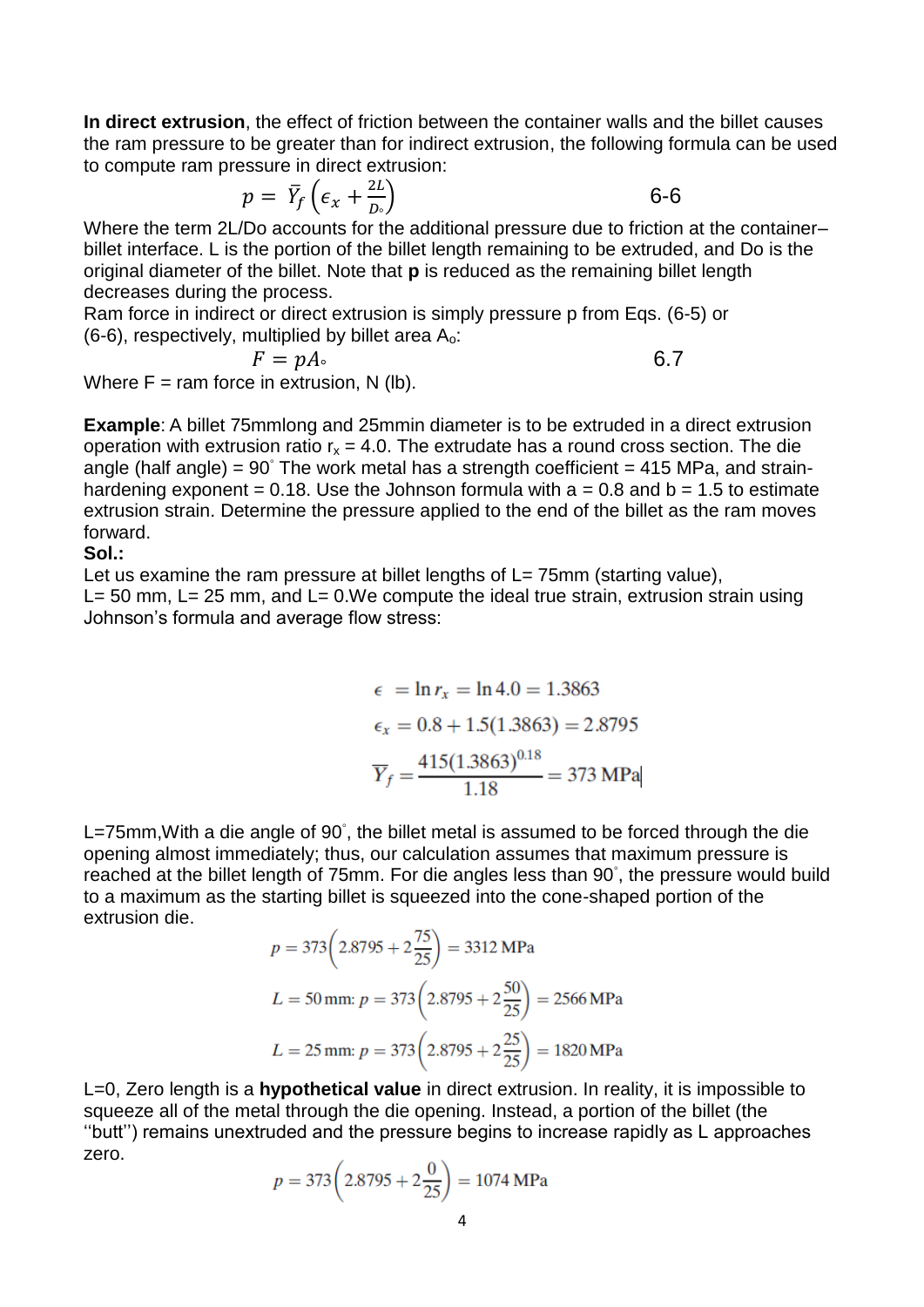**In direct extrusion**, the effect of friction between the container walls and the billet causes the ram pressure to be greater than for indirect extrusion, the following formula can be used to compute ram pressure in direct extrusion:

$$p = \bar{Y}_f \left( \epsilon_x + \frac{2L}{D_\circ} \right) \qquad 6\text{-}6$$

Where the term 2L/Do accounts for the additional pressure due to friction at the container–billet interface. L is the portion of the billet length remaining to be extruded, and Do is the original diameter of the billet. Note that **p** is reduced as the remaining billet length decreases during the process.

Ram force in indirect or direct extrusion is simply pressure p from Eqs. (6-5) or (6-6), respectively, multiplied by billet area $A_o$:

$$F = pA_\circ \qquad 6.7$$

Where F = ram force in extrusion, N (lb).

**Example**: A billet 75mmlong and 25mmin diameter is to be extruded in a direct extrusion operation with extrusion ratio $r_x = 4.0$. The extrudate has a round cross section. The die angle (half angle) = 90° The work metal has a strength coefficient = 415 MPa, and strain-hardening exponent = 0.18. Use the Johnson formula with a = 0.8 and b = 1.5 to estimate extrusion strain. Determine the pressure applied to the end of the billet as the ram moves forward.

**Sol.:**

Let us examine the ram pressure at billet lengths of L= 75mm (starting value), L= 50 mm, L= 25 mm, and L= 0.We compute the ideal true strain, extrusion strain using Johnson's formula and average flow stress:

$$\epsilon = \ln r_x = \ln 4.0 = 1.3863$$

$$\epsilon_x = 0.8 + 1.5(1.3863) = 2.8795$$

$$\overline{Y}_f = \frac{415(1.3863)^{0.18}}{1.18} = 373 \text{ MPa}$$

L=75mm,With a die angle of 90°, the billet metal is assumed to be forced through the die opening almost immediately; thus, our calculation assumes that maximum pressure is reached at the billet length of 75mm. For die angles less than 90°, the pressure would build to a maximum as the starting billet is squeezed into the cone-shaped portion of the extrusion die.

$$p = 373\left(2.8795 + 2\frac{75}{25}\right) = 3312 \text{ MPa}$$

$$L = 50 \text{ mm: } p = 373\left(2.8795 + 2\frac{50}{25}\right) = 2566 \text{ MPa}$$

$$L = 25 \text{ mm: } p = 373\left(2.8795 + 2\frac{25}{25}\right) = 1820 \text{ MPa}$$

L=0, Zero length is a **hypothetical value** in direct extrusion. In reality, it is impossible to squeeze all of the metal through the die opening. Instead, a portion of the billet (the ''butt'') remains unextruded and the pressure begins to increase rapidly as L approaches zero.

$$p = 373\left(2.8795 + 2\frac{0}{25}\right) = 1074 \text{ MPa}$$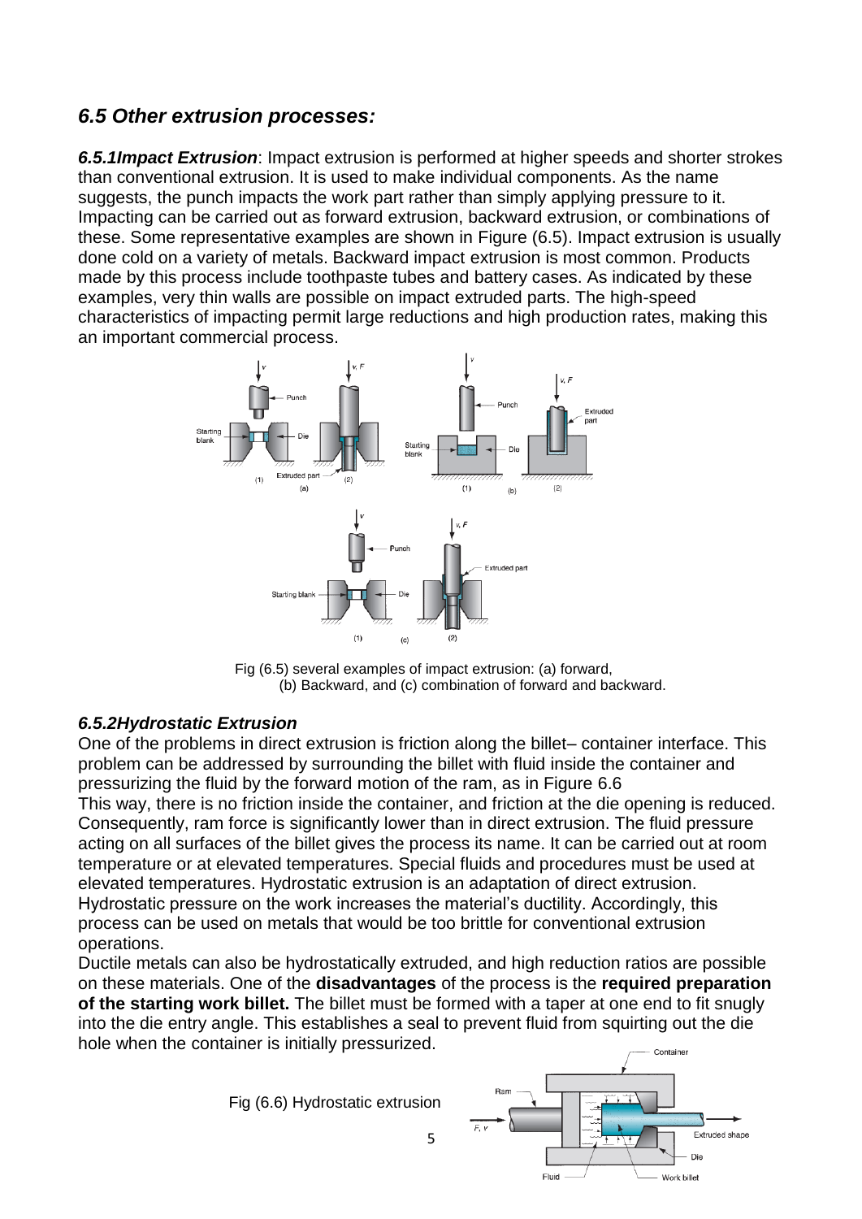## *6.5 Other extrusion processes:*

***6.5.1Impact Extrusion***: Impact extrusion is performed at higher speeds and shorter strokes than conventional extrusion. It is used to make individual components. As the name suggests, the punch impacts the work part rather than simply applying pressure to it. Impacting can be carried out as forward extrusion, backward extrusion, or combinations of these. Some representative examples are shown in Figure (6.5). Impact extrusion is usually done cold on a variety of metals. Backward impact extrusion is most common. Products made by this process include toothpaste tubes and battery cases. As indicated by these examples, very thin walls are possible on impact extruded parts. The high-speed characteristics of impacting permit large reductions and high production rates, making this an important commercial process.

Fig (6.5) several examples of impact extrusion: (a) forward, (b) Backward, and (c) combination of forward and backward.

### *6.5.2Hydrostatic Extrusion*

One of the problems in direct extrusion is friction along the billet– container interface. This problem can be addressed by surrounding the billet with fluid inside the container and pressurizing the fluid by the forward motion of the ram, as in Figure 6.6

This way, there is no friction inside the container, and friction at the die opening is reduced. Consequently, ram force is significantly lower than in direct extrusion. The fluid pressure acting on all surfaces of the billet gives the process its name. It can be carried out at room temperature or at elevated temperatures. Special fluids and procedures must be used at elevated temperatures. Hydrostatic extrusion is an adaptation of direct extrusion. Hydrostatic pressure on the work increases the material's ductility. Accordingly, this process can be used on metals that would be too brittle for conventional extrusion operations.

Ductile metals can also be hydrostatically extruded, and high reduction ratios are possible on these materials. One of the **disadvantages** of the process is the **required preparation of the starting work billet.** The billet must be formed with a taper at one end to fit snugly into the die entry angle. This establishes a seal to prevent fluid from squirting out the die hole when the container is initially pressurized.

Fig (6.6) Hydrostatic extrusion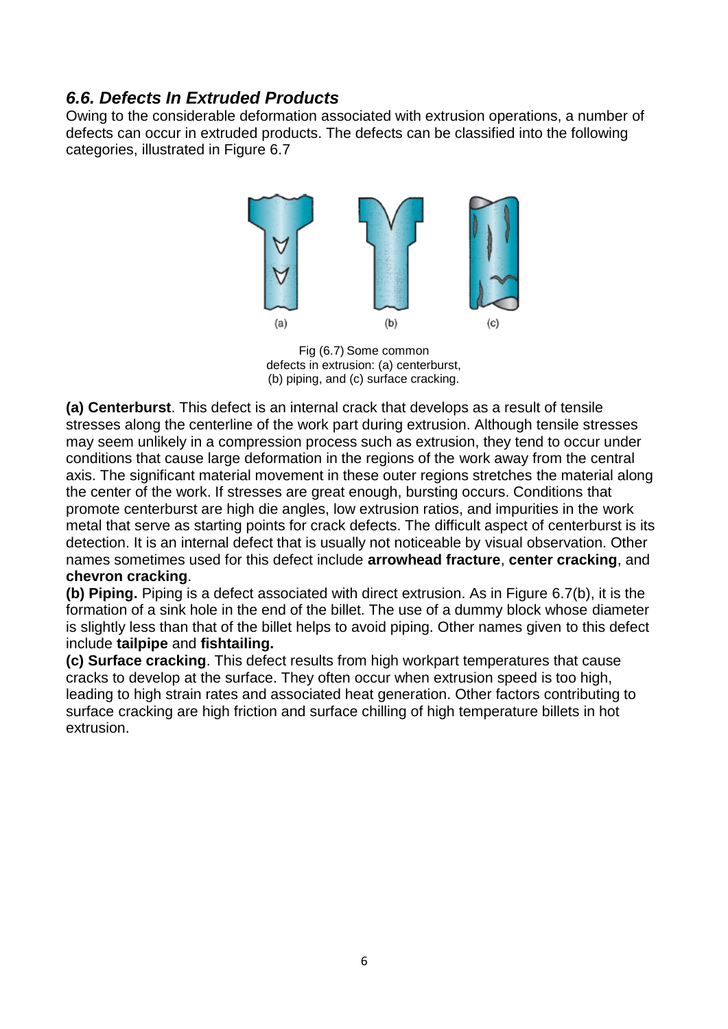### *6.6. Defects In Extruded Products*

Owing to the considerable deformation associated with extrusion operations, a number of defects can occur in extruded products. The defects can be classified into the following categories, illustrated in Figure 6.7

(a)

(b)

(c)

Fig (6.7) Some common defects in extrusion: (a) centerburst, (b) piping, and (c) surface cracking.

**(a) Centerburst**. This defect is an internal crack that develops as a result of tensile stresses along the centerline of the work part during extrusion. Although tensile stresses may seem unlikely in a compression process such as extrusion, they tend to occur under conditions that cause large deformation in the regions of the work away from the central axis. The significant material movement in these outer regions stretches the material along the center of the work. If stresses are great enough, bursting occurs. Conditions that promote centerburst are high die angles, low extrusion ratios, and impurities in the work metal that serve as starting points for crack defects. The difficult aspect of centerburst is its detection. It is an internal defect that is usually not noticeable by visual observation. Other names sometimes used for this defect include **arrowhead fracture**, **center cracking**, and **chevron cracking**.

**(b) Piping.** Piping is a defect associated with direct extrusion. As in Figure 6.7(b), it is the formation of a sink hole in the end of the billet. The use of a dummy block whose diameter is slightly less than that of the billet helps to avoid piping. Other names given to this defect include **tailpipe** and **fishtailing.**

**(c) Surface cracking**. This defect results from high workpart temperatures that cause cracks to develop at the surface. They often occur when extrusion speed is too high, leading to high strain rates and associated heat generation. Other factors contributing to surface cracking are high friction and surface chilling of high temperature billets in hot extrusion.